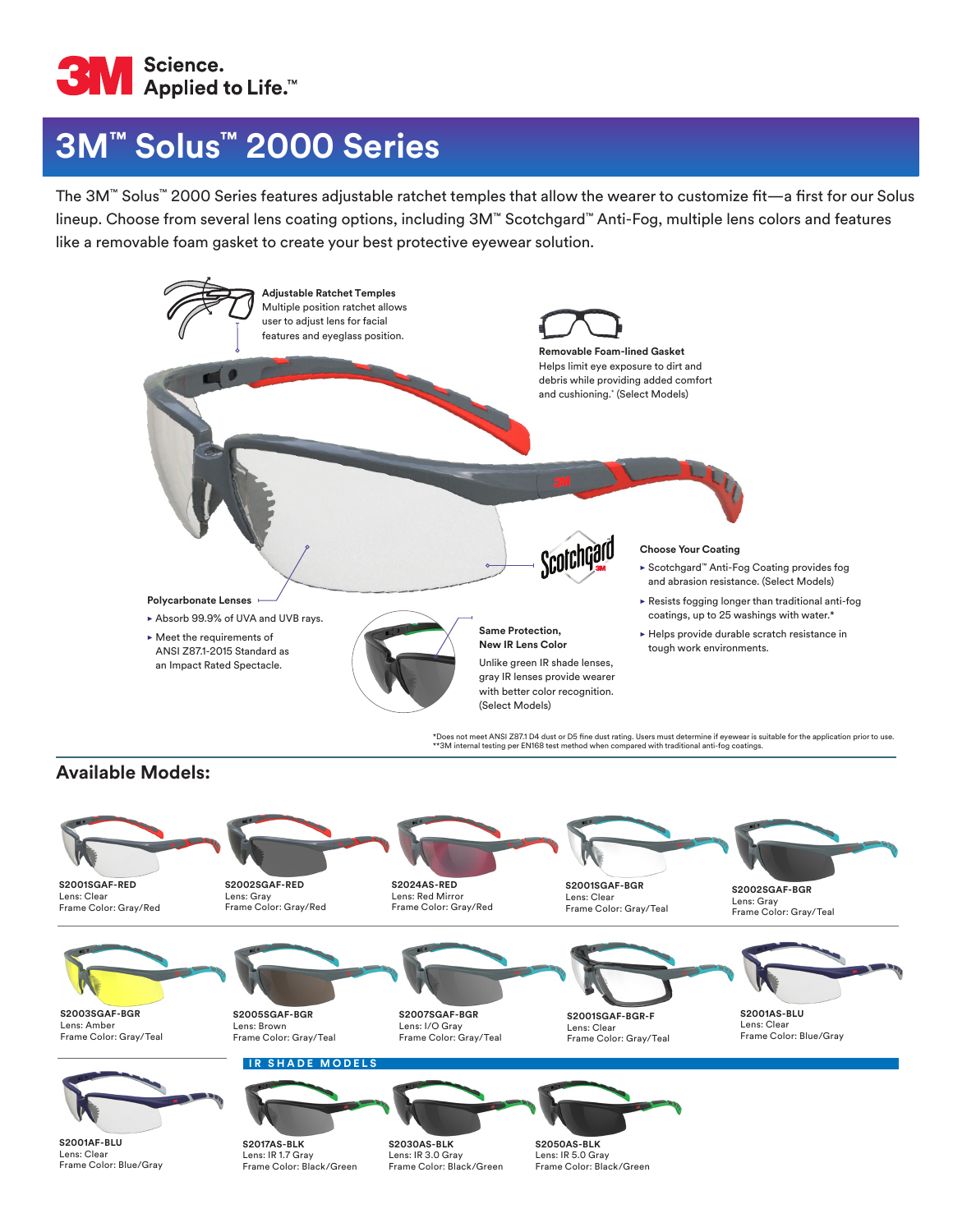3M Science. Applied to Life.™

# 3M™ Solus™ 2000 Series

The 3M™ Solus™ 2000 Series features adjustable ratchet temples that allow the wearer to customize fit—a first for our Solus lineup. Choose from several lens coating options, including 3M™ Scotchgard™ Anti-Fog, multiple lens colors and features like a removable foam gasket to create your best protective eyewear solution.

**Adjustable Ratchet Temples**
Multiple position ratchet allows user to adjust lens for facial features and eyeglass position.

**Removable Foam-lined Gasket**
Helps limit eye exposure to dirt and debris while providing added comfort and cushioning.* (Select Models)

**Polycarbonate Lenses**

- Absorb 99.9% of UVA and UVB rays.
- Meet the requirements of ANSI Z87.1-2015 Standard as an Impact Rated Spectacle.

**Same Protection, New IR Lens Color**
Unlike green IR shade lenses, gray IR lenses provide wearer with better color recognition. (Select Models)

**Choose Your Coating**

- Scotchgard™ Anti-Fog Coating provides fog and abrasion resistance. (Select Models)
- Resists fogging longer than traditional anti-fog coatings, up to 25 washings with water.*
- Helps provide durable scratch resistance in tough work environments.

*Does not meet ANSI Z87.1 D4 dust or D5 fine dust rating. Users must determine if eyewear is suitable for the application prior to use.
**3M internal testing per EN168 test method when compared with traditional anti-fog coatings.

## Available Models:

**S2001SGAF-RED**
Lens: Clear
Frame Color: Gray/Red

**S2002SGAF-RED**
Lens: Gray
Frame Color: Gray/Red

**S2024AS-RED**
Lens: Red Mirror
Frame Color: Gray/Red

**S2001SGAF-BGR**
Lens: Clear
Frame Color: Gray/Teal

**S2002SGAF-BGR**
Lens: Gray
Frame Color: Gray/Teal

**S2003SGAF-BGR**
Lens: Amber
Frame Color: Gray/Teal

**S2005SGAF-BGR**
Lens: Brown
Frame Color: Gray/Teal

**S2007SGAF-BGR**
Lens: I/O Gray
Frame Color: Gray/Teal

**S2001SGAF-BGR-F**
Lens: Clear
Frame Color: Gray/Teal

**S2001AS-BLU**
Lens: Clear
Frame Color: Blue/Gray

**S2001AF-BLU**
Lens: Clear
Frame Color: Blue/Gray

### IR SHADE MODELS

**S2017AS-BLK**
Lens: IR 1.7 Gray
Frame Color: Black/Green

**S2030AS-BLK**
Lens: IR 3.0 Gray
Frame Color: Black/Green

**S2050AS-BLK**
Lens: IR 5.0 Gray
Frame Color: Black/Green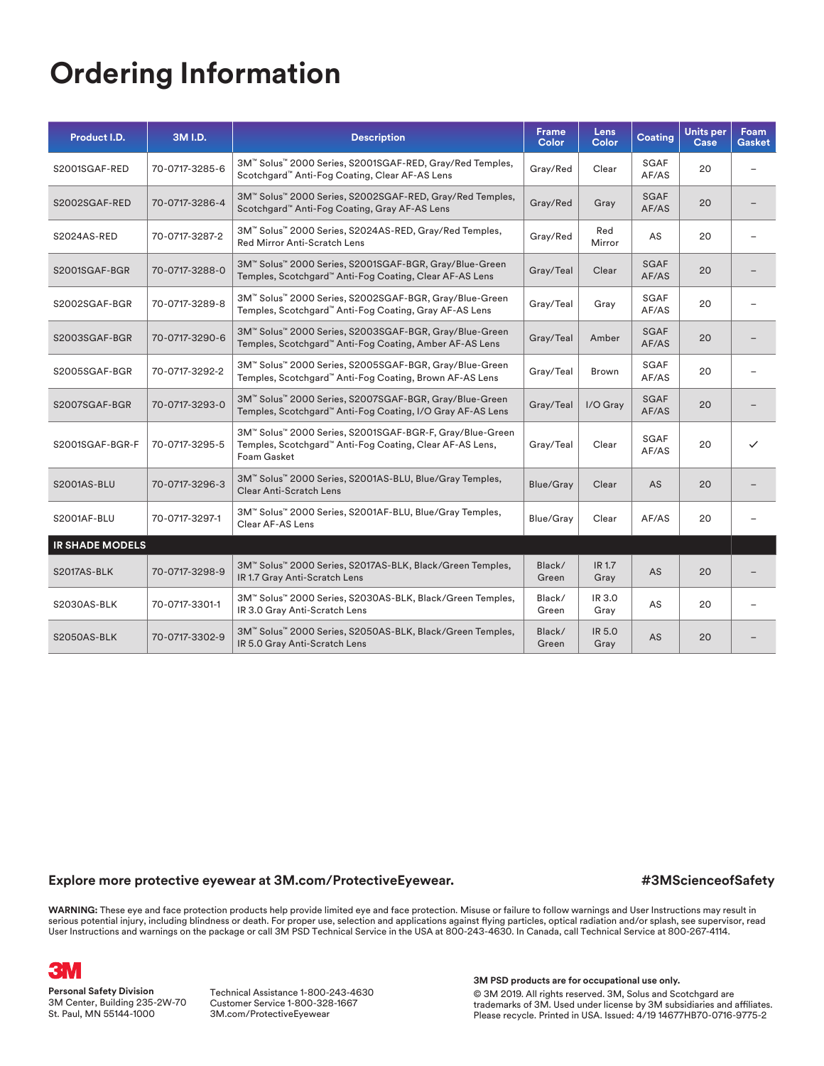# Ordering Information

| Product I.D. | 3M I.D. | Description | Frame Color | Lens Color | Coating | Units per Case | Foam Gasket |
|---|---|---|---|---|---|---|---|
| S2001SGAF-RED | 70-0717-3285-6 | 3M™ Solus™ 2000 Series, S2001SGAF-RED, Gray/Red Temples, Scotchgard™ Anti-Fog Coating, Clear AF-AS Lens | Gray/Red | Clear | SGAF AF/AS | 20 | – |
| S2002SGAF-RED | 70-0717-3286-4 | 3M™ Solus™ 2000 Series, S2002SGAF-RED, Gray/Red Temples, Scotchgard™ Anti-Fog Coating, Gray AF-AS Lens | Gray/Red | Gray | SGAF AF/AS | 20 | – |
| S2024AS-RED | 70-0717-3287-2 | 3M™ Solus™ 2000 Series, S2024AS-RED, Gray/Red Temples, Red Mirror Anti-Scratch Lens | Gray/Red | Red Mirror | AS | 20 | – |
| S2001SGAF-BGR | 70-0717-3288-0 | 3M™ Solus™ 2000 Series, S2001SGAF-BGR, Gray/Blue-Green Temples, Scotchgard™ Anti-Fog Coating, Clear AF-AS Lens | Gray/Teal | Clear | SGAF AF/AS | 20 | – |
| S2002SGAF-BGR | 70-0717-3289-8 | 3M™ Solus™ 2000 Series, S2002SGAF-BGR, Gray/Blue-Green Temples, Scotchgard™ Anti-Fog Coating, Gray AF-AS Lens | Gray/Teal | Gray | SGAF AF/AS | 20 | – |
| S2003SGAF-BGR | 70-0717-3290-6 | 3M™ Solus™ 2000 Series, S2003SGAF-BGR, Gray/Blue-Green Temples, Scotchgard™ Anti-Fog Coating, Amber AF-AS Lens | Gray/Teal | Amber | SGAF AF/AS | 20 | – |
| S2005SGAF-BGR | 70-0717-3292-2 | 3M™ Solus™ 2000 Series, S2005SGAF-BGR, Gray/Blue-Green Temples, Scotchgard™ Anti-Fog Coating, Brown AF-AS Lens | Gray/Teal | Brown | SGAF AF/AS | 20 | – |
| S2007SGAF-BGR | 70-0717-3293-0 | 3M™ Solus™ 2000 Series, S2007SGAF-BGR, Gray/Blue-Green Temples, Scotchgard™ Anti-Fog Coating, I/O Gray AF-AS Lens | Gray/Teal | I/O Gray | SGAF AF/AS | 20 | – |
| S2001SGAF-BGR-F | 70-0717-3295-5 | 3M™ Solus™ 2000 Series, S2001SGAF-BGR-F, Gray/Blue-Green Temples, Scotchgard™ Anti-Fog Coating, Clear AF-AS Lens, Foam Gasket | Gray/Teal | Clear | SGAF AF/AS | 20 | ✓ |
| S2001AS-BLU | 70-0717-3296-3 | 3M™ Solus™ 2000 Series, S2001AS-BLU, Blue/Gray Temples, Clear Anti-Scratch Lens | Blue/Gray | Clear | AS | 20 | – |
| S2001AF-BLU | 70-0717-3297-1 | 3M™ Solus™ 2000 Series, S2001AF-BLU, Blue/Gray Temples, Clear AF-AS Lens | Blue/Gray | Clear | AF/AS | 20 | – |
| **IR SHADE MODELS** | | | | | | | |
| S2017AS-BLK | 70-0717-3298-9 | 3M™ Solus™ 2000 Series, S2017AS-BLK, Black/Green Temples, IR 1.7 Gray Anti-Scratch Lens | Black/ Green | IR 1.7 Gray | AS | 20 | – |
| S2030AS-BLK | 70-0717-3301-1 | 3M™ Solus™ 2000 Series, S2030AS-BLK, Black/Green Temples, IR 3.0 Gray Anti-Scratch Lens | Black/ Green | IR 3.0 Gray | AS | 20 | – |
| S2050AS-BLK | 70-0717-3302-9 | 3M™ Solus™ 2000 Series, S2050AS-BLK, Black/Green Temples, IR 5.0 Gray Anti-Scratch Lens | Black/ Green | IR 5.0 Gray | AS | 20 | – |

**Explore more protective eyewear at 3M.com/ProtectiveEyewear.**

**#3MScienceofSafety**

**WARNING:** These eye and face protection products help provide limited eye and face protection. Misuse or failure to follow warnings and User Instructions may result in serious potential injury, including blindness or death. For proper use, selection and applications against flying particles, optical radiation and/or splash, see supervisor, read User Instructions and warnings on the package or call 3M PSD Technical Service in the USA at 800-243-4630. In Canada, call Technical Service at 800-267-4114.

3M

**Personal Safety Division**
3M Center, Building 235-2W-70
St. Paul, MN 55144-1000

Technical Assistance 1-800-243-4630
Customer Service 1-800-328-1667
3M.com/ProtectiveEyewear

**3M PSD products are for occupational use only.**

© 3M 2019. All rights reserved. 3M, Solus and Scotchgard are trademarks of 3M. Used under license by 3M subsidiaries and affiliates. Please recycle. Printed in USA. Issued: 4/19 14677HB70-0716-9775-2